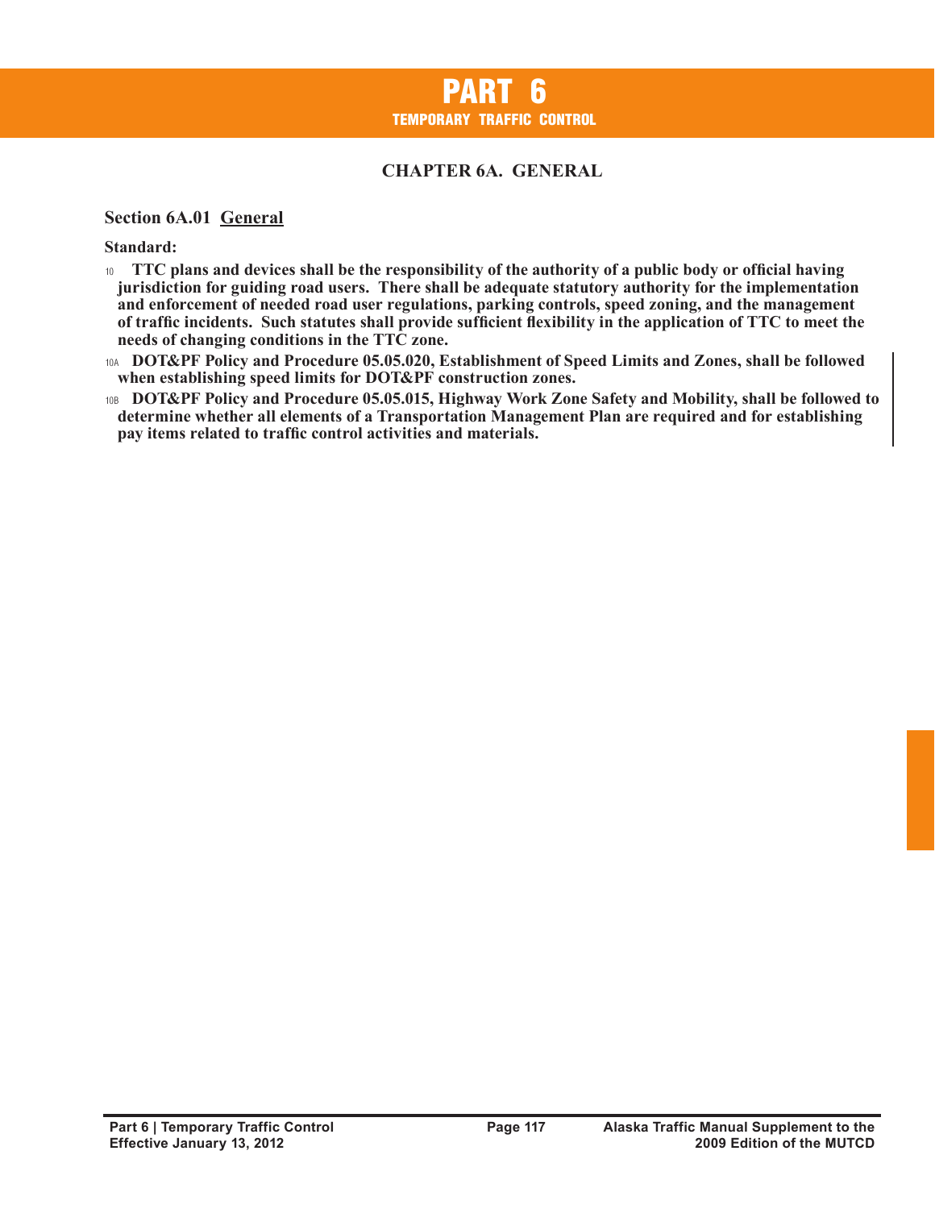# PART 6
## TEMPORARY TRAFFIC CONTROL

## CHAPTER 6A. GENERAL

### Section 6A.01 General

**Standard:**

10 **TTC plans and devices shall be the responsibility of the authority of a public body or official having jurisdiction for guiding road users. There shall be adequate statutory authority for the implementation and enforcement of needed road user regulations, parking controls, speed zoning, and the management of traffic incidents. Such statutes shall provide sufficient flexibility in the application of TTC to meet the needs of changing conditions in the TTC zone.**

10A **DOT&PF Policy and Procedure 05.05.020, Establishment of Speed Limits and Zones, shall be followed when establishing speed limits for DOT&PF construction zones.**

10B **DOT&PF Policy and Procedure 05.05.015, Highway Work Zone Safety and Mobility, shall be followed to determine whether all elements of a Transportation Management Plan are required and for establishing pay items related to traffic control activities and materials.**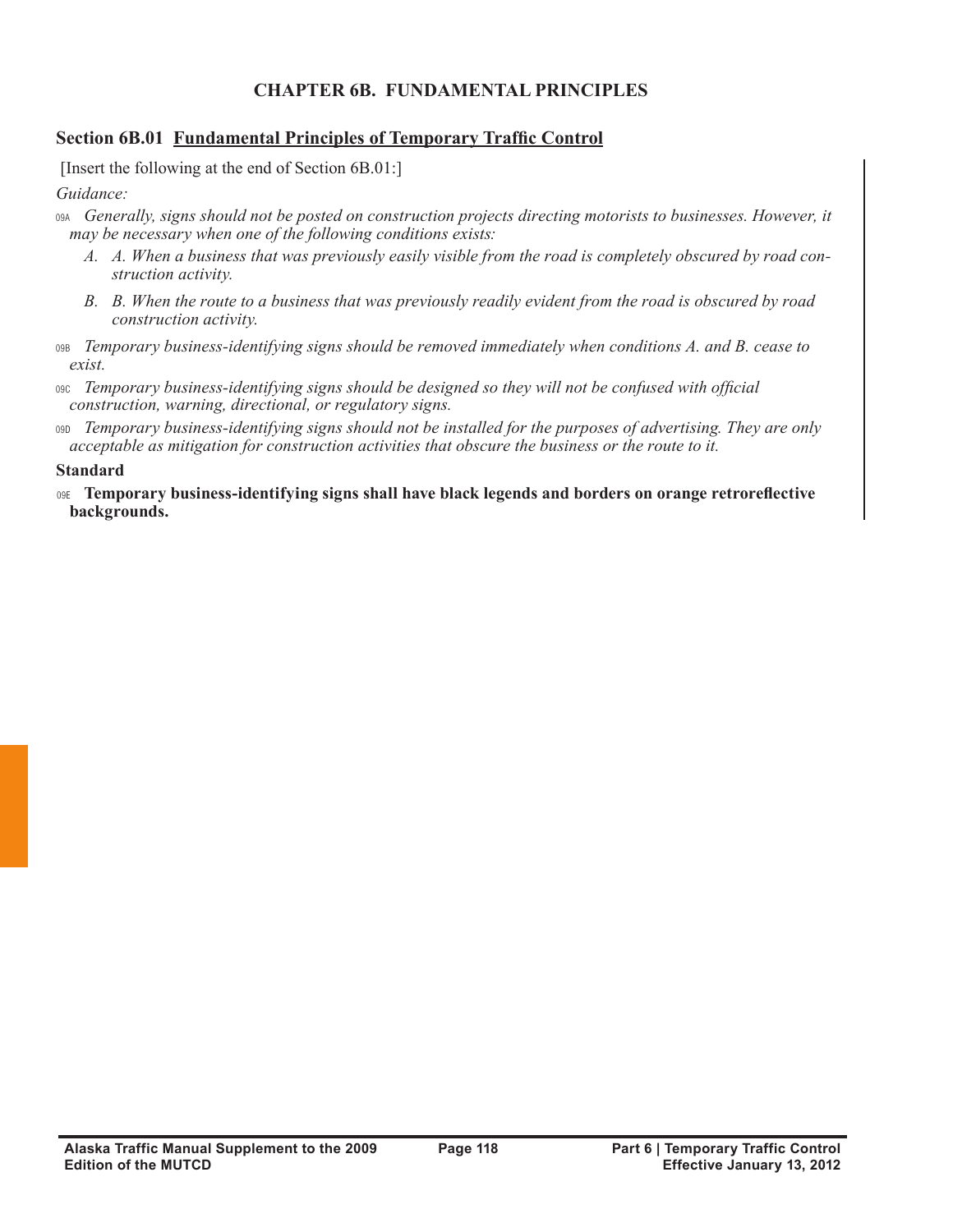## CHAPTER 6B. FUNDAMENTAL PRINCIPLES

### Section 6B.01 Fundamental Principles of Temporary Traffic Control

[Insert the following at the end of Section 6B.01:]

*Guidance:*

09A *Generally, signs should not be posted on construction projects directing motorists to businesses. However, it may be necessary when one of the following conditions exists:*

- *A. A. When a business that was previously easily visible from the road is completely obscured by road construction activity.*
- *B. B. When the route to a business that was previously readily evident from the road is obscured by road construction activity.*

09B *Temporary business-identifying signs should be removed immediately when conditions A. and B. cease to exist.*

09C *Temporary business-identifying signs should be designed so they will not be confused with official construction, warning, directional, or regulatory signs.*

09D *Temporary business-identifying signs should not be installed for the purposes of advertising. They are only acceptable as mitigation for construction activities that obscure the business or the route to it.*

**Standard**

09E **Temporary business-identifying signs shall have black legends and borders on orange retroreflective backgrounds.**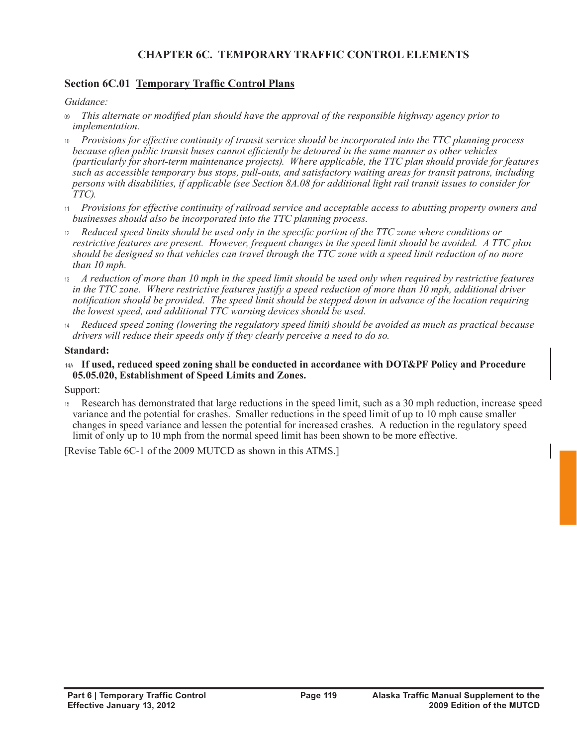# CHAPTER 6C. TEMPORARY TRAFFIC CONTROL ELEMENTS

## Section 6C.01 Temporary Traffic Control Plans

*Guidance:*

09 *This alternate or modified plan should have the approval of the responsible highway agency prior to implementation.*

10 *Provisions for effective continuity of transit service should be incorporated into the TTC planning process because often public transit buses cannot efficiently be detoured in the same manner as other vehicles (particularly for short-term maintenance projects). Where applicable, the TTC plan should provide for features such as accessible temporary bus stops, pull-outs, and satisfactory waiting areas for transit patrons, including persons with disabilities, if applicable (see Section 8A.08 for additional light rail transit issues to consider for TTC).*

11 *Provisions for effective continuity of railroad service and acceptable access to abutting property owners and businesses should also be incorporated into the TTC planning process.*

12 *Reduced speed limits should be used only in the specific portion of the TTC zone where conditions or restrictive features are present. However, frequent changes in the speed limit should be avoided. A TTC plan should be designed so that vehicles can travel through the TTC zone with a speed limit reduction of no more than 10 mph.*

13 *A reduction of more than 10 mph in the speed limit should be used only when required by restrictive features in the TTC zone. Where restrictive features justify a speed reduction of more than 10 mph, additional driver notification should be provided. The speed limit should be stepped down in advance of the location requiring the lowest speed, and additional TTC warning devices should be used.*

14 *Reduced speed zoning (lowering the regulatory speed limit) should be avoided as much as practical because drivers will reduce their speeds only if they clearly perceive a need to do so.*

**Standard:**

14A **If used, reduced speed zoning shall be conducted in accordance with DOT&PF Policy and Procedure 05.05.020, Establishment of Speed Limits and Zones.**

Support:

15 Research has demonstrated that large reductions in the speed limit, such as a 30 mph reduction, increase speed variance and the potential for crashes. Smaller reductions in the speed limit of up to 10 mph cause smaller changes in speed variance and lessen the potential for increased crashes. A reduction in the regulatory speed limit of only up to 10 mph from the normal speed limit has been shown to be more effective.

[Revise Table 6C-1 of the 2009 MUTCD as shown in this ATMS.]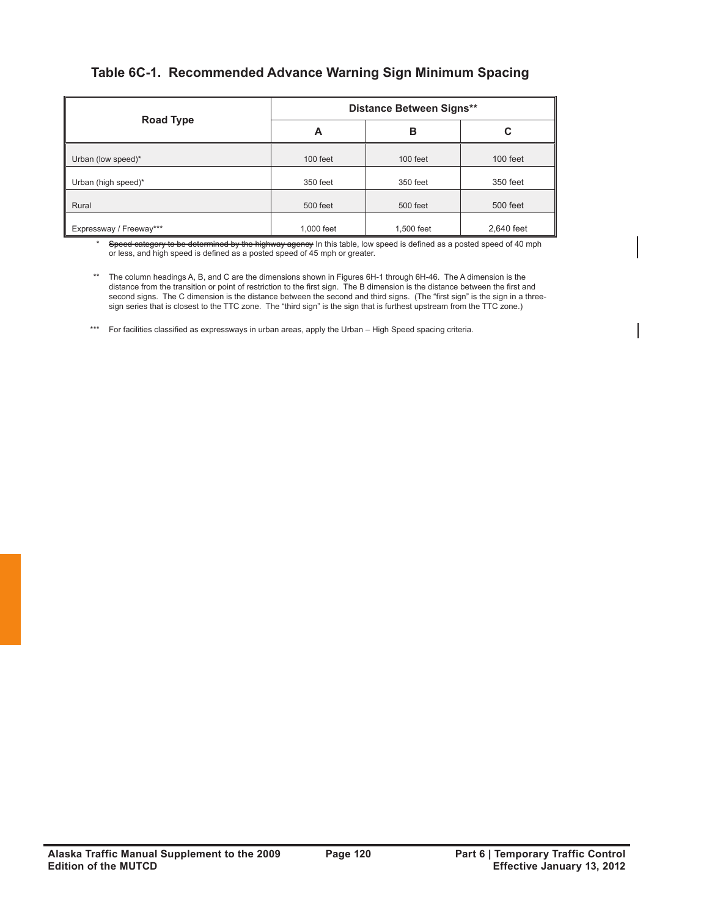### Table 6C-1. Recommended Advance Warning Sign Minimum Spacing

| Road Type | Distance Between Signs** | | |
|---|---|---|---|
| | A | B | C |
| Urban (low speed)* | 100 feet | 100 feet | 100 feet |
| Urban (high speed)* | 350 feet | 350 feet | 350 feet |
| Rural | 500 feet | 500 feet | 500 feet |
| Expressway / Freeway*** | 1,000 feet | 1,500 feet | 2,640 feet |

\* ~~Speed category to be determined by the highway agency~~ In this table, low speed is defined as a posted speed of 40 mph or less, and high speed is defined as a posted speed of 45 mph or greater.

\** The column headings A, B, and C are the dimensions shown in Figures 6H-1 through 6H-46. The A dimension is the distance from the transition or point of restriction to the first sign. The B dimension is the distance between the first and second signs. The C dimension is the distance between the second and third signs. (The "first sign" is the sign in a three-sign series that is closest to the TTC zone. The "third sign" is the sign that is furthest upstream from the TTC zone.)

\*** For facilities classified as expressways in urban areas, apply the Urban – High Speed spacing criteria.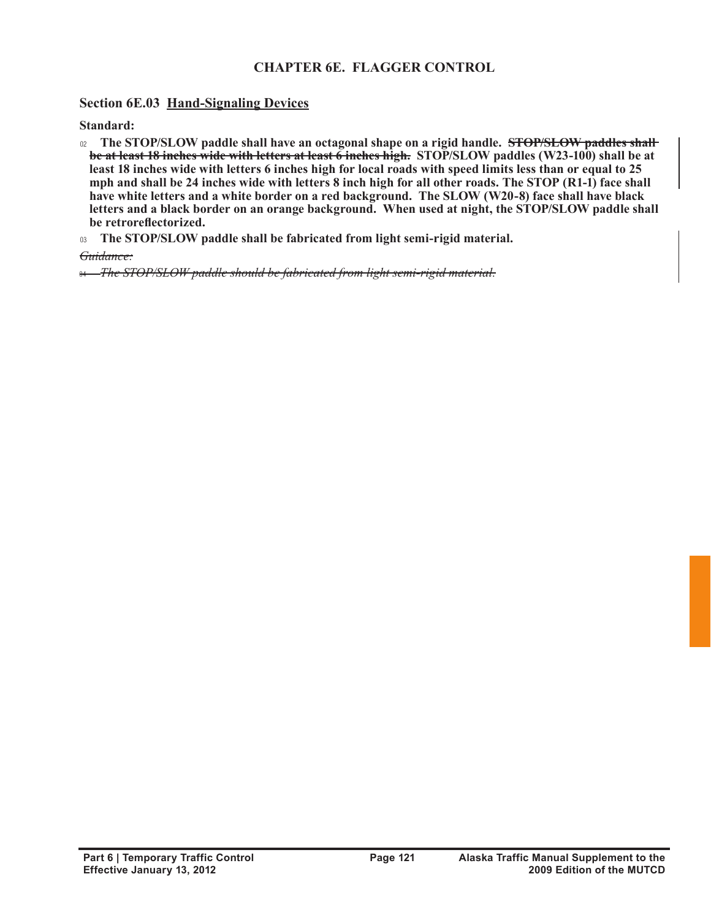## CHAPTER 6E. FLAGGER CONTROL

### Section 6E.03 Hand-Signaling Devices

**Standard:**

02 **The STOP/SLOW paddle shall have an octagonal shape on a rigid handle. ~~STOP/SLOW paddles shall be at least 18 inches wide with letters at least 6 inches high.~~ STOP/SLOW paddles (W23-100) shall be at least 18 inches wide with letters 6 inches high for local roads with speed limits less than or equal to 25 mph and shall be 24 inches wide with letters 8 inch high for all other roads. The STOP (R1-1) face shall have white letters and a white border on a red background. The SLOW (W20-8) face shall have black letters and a black border on an orange background. When used at night, the STOP/SLOW paddle shall be retroreflectorized.**

03 **The STOP/SLOW paddle shall be fabricated from light semi-rigid material.**

~~*Guidance:*~~

~~04 *The STOP/SLOW paddle should be fabricated from light semi-rigid material.*~~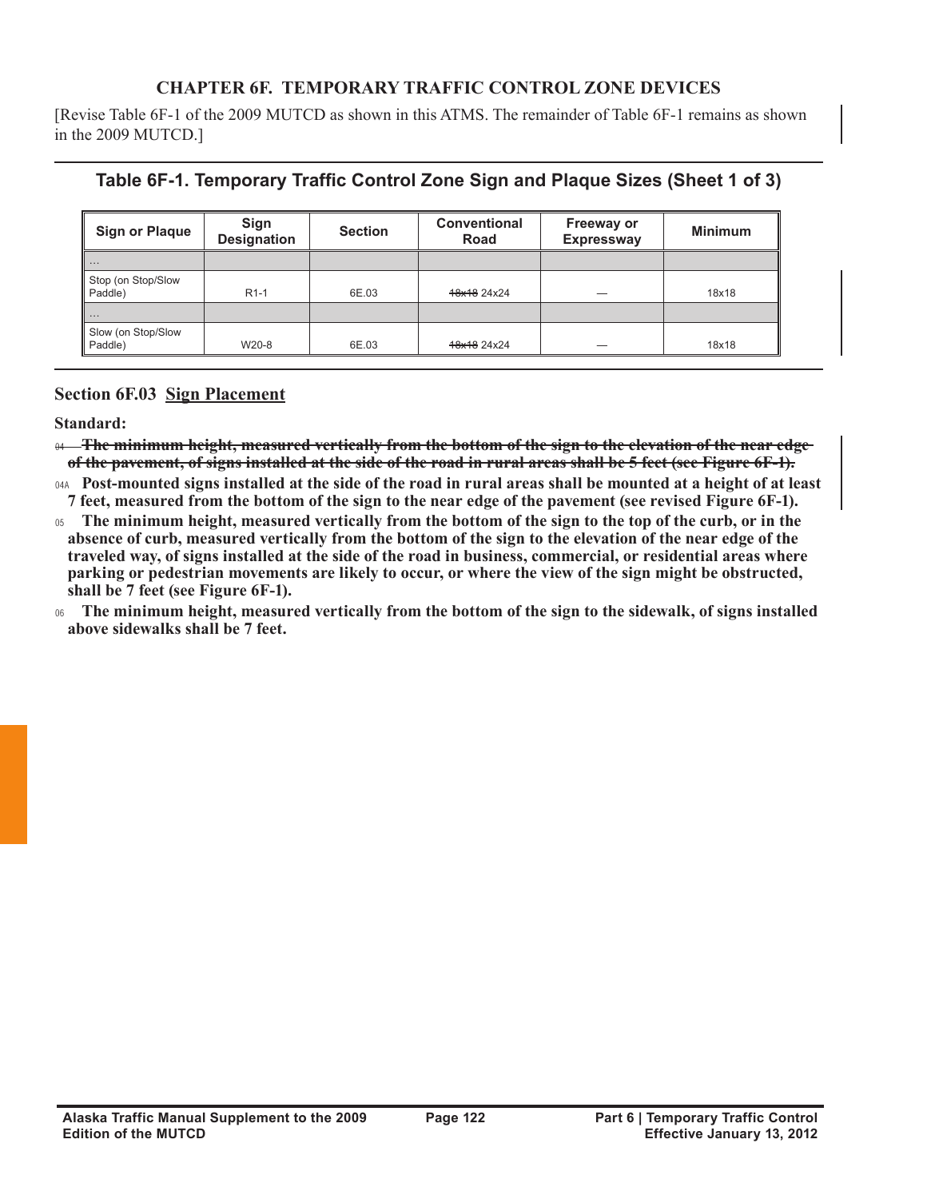## CHAPTER 6F. TEMPORARY TRAFFIC CONTROL ZONE DEVICES

[Revise Table 6F-1 of the 2009 MUTCD as shown in this ATMS. The remainder of Table 6F-1 remains as shown in the 2009 MUTCD.]

**Table 6F-1. Temporary Traffic Control Zone Sign and Plaque Sizes (Sheet 1 of 3)**

| Sign or Plaque | Sign Designation | Section | Conventional Road | Freeway or Expressway | Minimum |
|---|---|---|---|---|---|
| ... | | | | | |
| Stop (on Stop/Slow Paddle) | R1-1 | 6E.03 | ~~18x18~~ 24x24 | — | 18x18 |
| ... | | | | | |
| Slow (on Stop/Slow Paddle) | W20-8 | 6E.03 | ~~18x18~~ 24x24 | — | 18x18 |

### Section 6F.03 Sign Placement

**Standard:**

04 ~~**The minimum height, measured vertically from the bottom of the sign to the elevation of the near edge of the pavement, of signs installed at the side of the road in rural areas shall be 5 feet (see Figure 6F-1).**~~

04A **Post-mounted signs installed at the side of the road in rural areas shall be mounted at a height of at least 7 feet, measured from the bottom of the sign to the near edge of the pavement (see revised Figure 6F-1).**

05 **The minimum height, measured vertically from the bottom of the sign to the top of the curb, or in the absence of curb, measured vertically from the bottom of the sign to the elevation of the near edge of the traveled way, of signs installed at the side of the road in business, commercial, or residential areas where parking or pedestrian movements are likely to occur, or where the view of the sign might be obstructed, shall be 7 feet (see Figure 6F-1).**

06 **The minimum height, measured vertically from the bottom of the sign to the sidewalk, of signs installed above sidewalks shall be 7 feet.**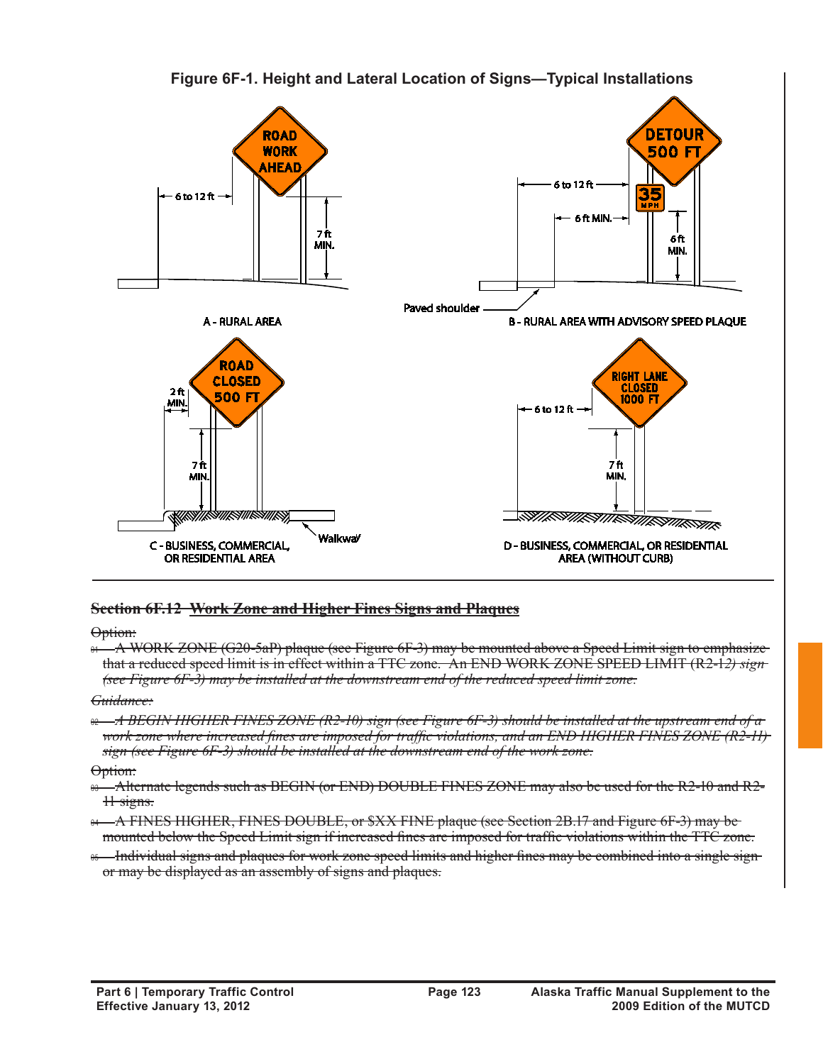**Figure 6F-1. Height and Lateral Location of Signs—Typical Installations**

A - RURAL AREA

B - RURAL AREA WITH ADVISORY SPEED PLAQUE

C - BUSINESS, COMMERCIAL, OR RESIDENTIAL AREA

D - BUSINESS, COMMERCIAL, OR RESIDENTIAL AREA (WITHOUT CURB)

## ~~Section 6F.12 Work Zone and Higher Fines Signs and Plaques~~

~~Option:~~

~~01 A WORK ZONE (G20-5aP) plaque (see Figure 6F-3) may be mounted above a Speed Limit sign to emphasize that a reduced speed limit is in effect within a TTC zone. An END WORK ZONE SPEED LIMIT (R2-12) sign (see Figure 6F-3) may be installed at the downstream end of the reduced speed limit zone.~~

~~*Guidance:*~~

~~*02 A BEGIN HIGHER FINES ZONE (R2-10) sign (see Figure 6F-3) should be installed at the upstream end of a work zone where increased fines are imposed for traffic violations, and an END HIGHER FINES ZONE (R2-11) sign (see Figure 6F-3) should be installed at the downstream end of the work zone.*~~

~~Option:~~

~~03 Alternate legends such as BEGIN (or END) DOUBLE FINES ZONE may also be used for the R2-10 and R2-11 signs.~~

~~04 A FINES HIGHER, FINES DOUBLE, or $XX FINE plaque (see Section 2B.17 and Figure 6F-3) may be mounted below the Speed Limit sign if increased fines are imposed for traffic violations within the TTC zone.~~

~~05 Individual signs and plaques for work zone speed limits and higher fines may be combined into a single sign or may be displayed as an assembly of signs and plaques.~~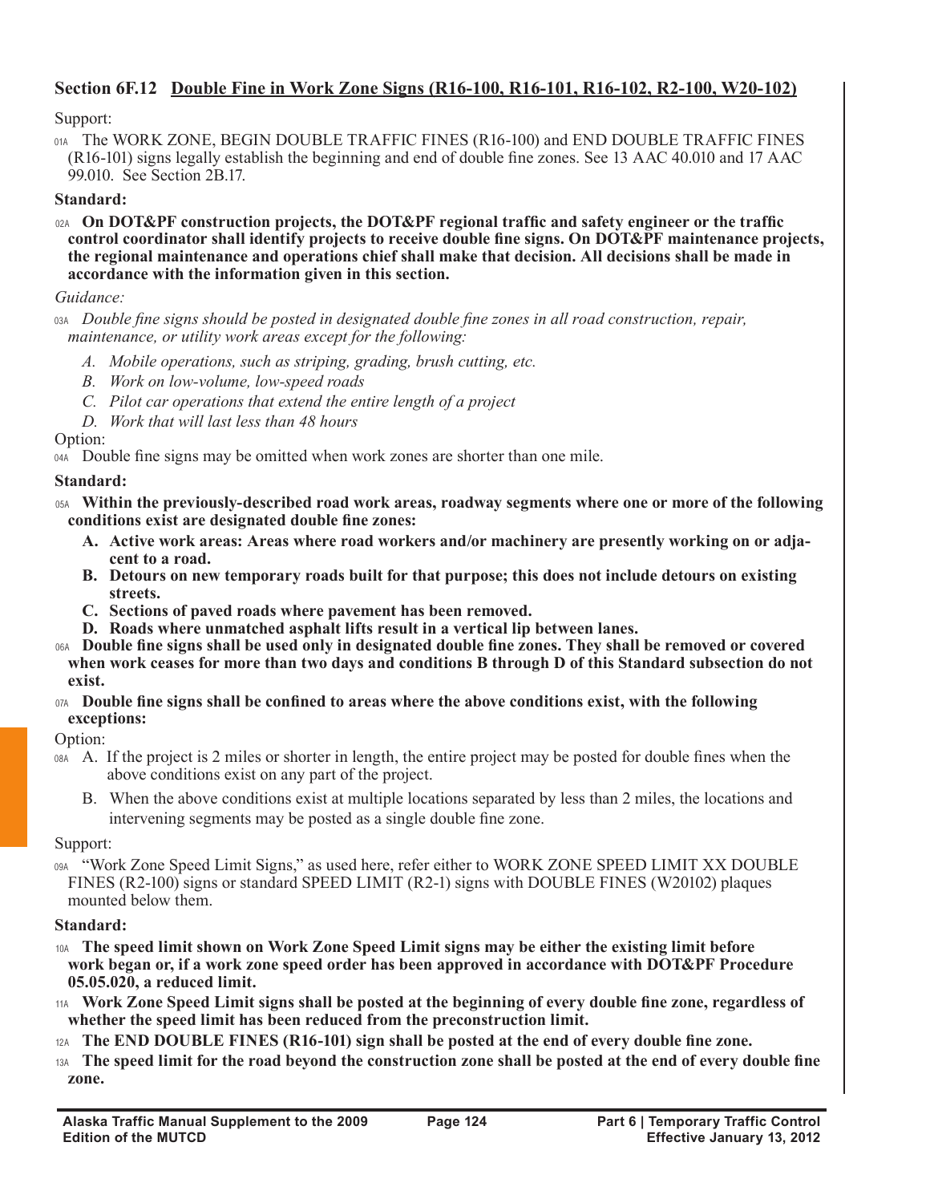## Section 6F.12 Double Fine in Work Zone Signs (R16-100, R16-101, R16-102, R2-100, W20-102)

Support:

01A The WORK ZONE, BEGIN DOUBLE TRAFFIC FINES (R16-100) and END DOUBLE TRAFFIC FINES (R16-101) signs legally establish the beginning and end of double fine zones. See 13 AAC 40.010 and 17 AAC 99.010. See Section 2B.17.

**Standard:**

02A **On DOT&PF construction projects, the DOT&PF regional traffic and safety engineer or the traffic control coordinator shall identify projects to receive double fine signs. On DOT&PF maintenance projects, the regional maintenance and operations chief shall make that decision. All decisions shall be made in accordance with the information given in this section.**

*Guidance:*

03A *Double fine signs should be posted in designated double fine zones in all road construction, repair, maintenance, or utility work areas except for the following:*

- *A. Mobile operations, such as striping, grading, brush cutting, etc.*
- *B. Work on low-volume, low-speed roads*
- *C. Pilot car operations that extend the entire length of a project*
- *D. Work that will last less than 48 hours*

Option:

04A Double fine signs may be omitted when work zones are shorter than one mile.

**Standard:**

05A **Within the previously-described road work areas, roadway segments where one or more of the following conditions exist are designated double fine zones:**

- **A. Active work areas: Areas where road workers and/or machinery are presently working on or adjacent to a road.**
- **B. Detours on new temporary roads built for that purpose; this does not include detours on existing streets.**
- **C. Sections of paved roads where pavement has been removed.**
- **D. Roads where unmatched asphalt lifts result in a vertical lip between lanes.**

06A **Double fine signs shall be used only in designated double fine zones. They shall be removed or covered when work ceases for more than two days and conditions B through D of this Standard subsection do not exist.**

07A **Double fine signs shall be confined to areas where the above conditions exist, with the following exceptions:**

Option:

08A A. If the project is 2 miles or shorter in length, the entire project may be posted for double fines when the above conditions exist on any part of the project.

B. When the above conditions exist at multiple locations separated by less than 2 miles, the locations and intervening segments may be posted as a single double fine zone.

Support:

09A "Work Zone Speed Limit Signs," as used here, refer either to WORK ZONE SPEED LIMIT XX DOUBLE FINES (R2-100) signs or standard SPEED LIMIT (R2-1) signs with DOUBLE FINES (W20102) plaques mounted below them.

**Standard:**

10A **The speed limit shown on Work Zone Speed Limit signs may be either the existing limit before work began or, if a work zone speed order has been approved in accordance with DOT&PF Procedure 05.05.020, a reduced limit.**

11A **Work Zone Speed Limit signs shall be posted at the beginning of every double fine zone, regardless of whether the speed limit has been reduced from the preconstruction limit.**

12A **The END DOUBLE FINES (R16-101) sign shall be posted at the end of every double fine zone.**

13A **The speed limit for the road beyond the construction zone shall be posted at the end of every double fine zone.**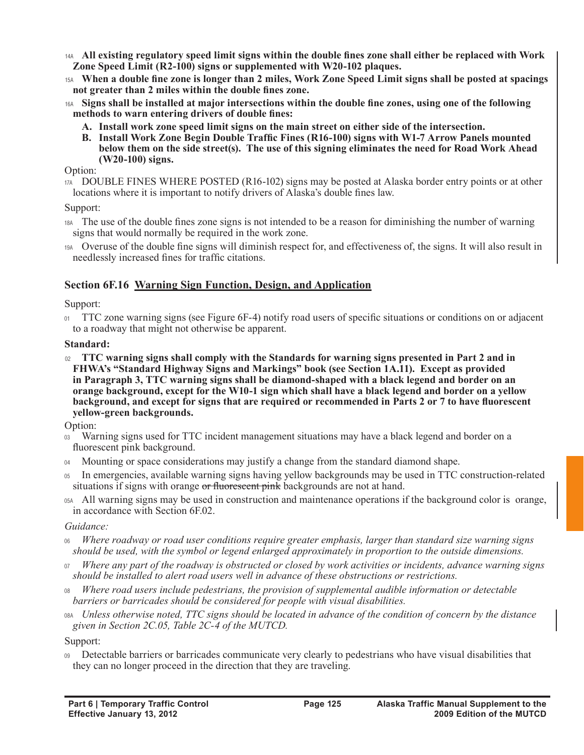14A **All existing regulatory speed limit signs within the double fines zone shall either be replaced with Work Zone Speed Limit (R2-100) signs or supplemented with W20-102 plaques.**

15A **When a double fine zone is longer than 2 miles, Work Zone Speed Limit signs shall be posted at spacings not greater than 2 miles within the double fines zone.**

16A **Signs shall be installed at major intersections within the double fine zones, using one of the following methods to warn entering drivers of double fines:**

   **A. Install work zone speed limit signs on the main street on either side of the intersection.**

   **B. Install Work Zone Begin Double Traffic Fines (R16-100) signs with W1-7 Arrow Panels mounted below them on the side street(s). The use of this signing eliminates the need for Road Work Ahead (W20-100) signs.**

Option:

17A DOUBLE FINES WHERE POSTED (R16-102) signs may be posted at Alaska border entry points or at other locations where it is important to notify drivers of Alaska's double fines law.

Support:

18A The use of the double fines zone signs is not intended to be a reason for diminishing the number of warning signs that would normally be required in the work zone.

19A Overuse of the double fine signs will diminish respect for, and effectiveness of, the signs. It will also result in needlessly increased fines for traffic citations.

## Section 6F.16 Warning Sign Function, Design, and Application

Support:

01 TTC zone warning signs (see Figure 6F-4) notify road users of specific situations or conditions on or adjacent to a roadway that might not otherwise be apparent.

**Standard:**

02 **TTC warning signs shall comply with the Standards for warning signs presented in Part 2 and in FHWA's "Standard Highway Signs and Markings" book (see Section 1A.11). Except as provided in Paragraph 3, TTC warning signs shall be diamond-shaped with a black legend and border on an orange background, except for the W10-1 sign which shall have a black legend and border on a yellow background, and except for signs that are required or recommended in Parts 2 or 7 to have fluorescent yellow-green backgrounds.**

Option:

03 Warning signs used for TTC incident management situations may have a black legend and border on a fluorescent pink background.

04 Mounting or space considerations may justify a change from the standard diamond shape.

05 In emergencies, available warning signs having yellow backgrounds may be used in TTC construction-related situations if signs with orange ~~or fluorescent pink~~ backgrounds are not at hand.

05A All warning signs may be used in construction and maintenance operations if the background color is orange, in accordance with Section 6F.02.

*Guidance:*

06 *Where roadway or road user conditions require greater emphasis, larger than standard size warning signs should be used, with the symbol or legend enlarged approximately in proportion to the outside dimensions.*

07 *Where any part of the roadway is obstructed or closed by work activities or incidents, advance warning signs should be installed to alert road users well in advance of these obstructions or restrictions.*

08 *Where road users include pedestrians, the provision of supplemental audible information or detectable barriers or barricades should be considered for people with visual disabilities.*

08A *Unless otherwise noted, TTC signs should be located in advance of the condition of concern by the distance given in Section 2C.05, Table 2C-4 of the MUTCD.*

Support:

09 Detectable barriers or barricades communicate very clearly to pedestrians who have visual disabilities that they can no longer proceed in the direction that they are traveling.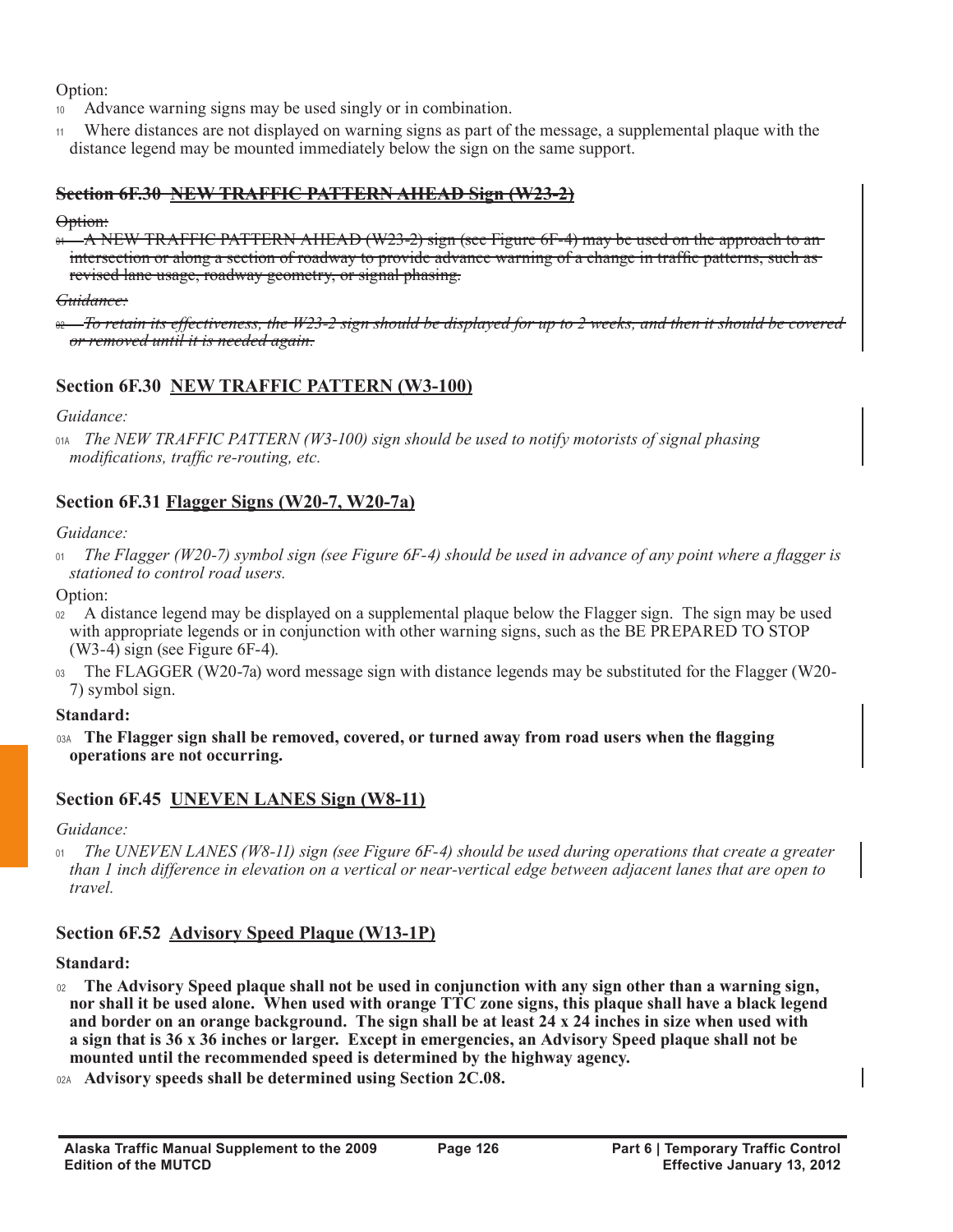Option:

10 Advance warning signs may be used singly or in combination.

11 Where distances are not displayed on warning signs as part of the message, a supplemental plaque with the distance legend may be mounted immediately below the sign on the same support.

### ~~Section 6F.30 NEW TRAFFIC PATTERN AHEAD Sign (W23-2)~~

~~Option:~~

~~01 A NEW TRAFFIC PATTERN AHEAD (W23-2) sign (see Figure 6F-4) may be used on the approach to an intersection or along a section of roadway to provide advance warning of a change in traffic patterns, such as revised lane usage, roadway geometry, or signal phasing.~~

~~*Guidance:*~~

~~*02 To retain its effectiveness, the W23-2 sign should be displayed for up to 2 weeks, and then it should be covered or removed until it is needed again.*~~

### Section 6F.30 NEW TRAFFIC PATTERN (W3-100)

*Guidance:*

*01A The NEW TRAFFIC PATTERN (W3-100) sign should be used to notify motorists of signal phasing modifications, traffic re-routing, etc.*

### Section 6F.31 Flagger Signs (W20-7, W20-7a)

*Guidance:*

*01 The Flagger (W20-7) symbol sign (see Figure 6F-4) should be used in advance of any point where a flagger is stationed to control road users.*

Option:

02 A distance legend may be displayed on a supplemental plaque below the Flagger sign. The sign may be used with appropriate legends or in conjunction with other warning signs, such as the BE PREPARED TO STOP (W3-4) sign (see Figure 6F-4).

03 The FLAGGER (W20-7a) word message sign with distance legends may be substituted for the Flagger (W20-7) symbol sign.

**Standard:**

**03A The Flagger sign shall be removed, covered, or turned away from road users when the flagging operations are not occurring.**

### Section 6F.45 UNEVEN LANES Sign (W8-11)

*Guidance:*

*01 The UNEVEN LANES (W8-11) sign (see Figure 6F-4) should be used during operations that create a greater than 1 inch difference in elevation on a vertical or near-vertical edge between adjacent lanes that are open to travel.*

### Section 6F.52 Advisory Speed Plaque (W13-1P)

**Standard:**

**02 The Advisory Speed plaque shall not be used in conjunction with any sign other than a warning sign, nor shall it be used alone. When used with orange TTC zone signs, this plaque shall have a black legend and border on an orange background. The sign shall be at least 24 x 24 inches in size when used with a sign that is 36 x 36 inches or larger. Except in emergencies, an Advisory Speed plaque shall not be mounted until the recommended speed is determined by the highway agency.**

**02A Advisory speeds shall be determined using Section 2C.08.**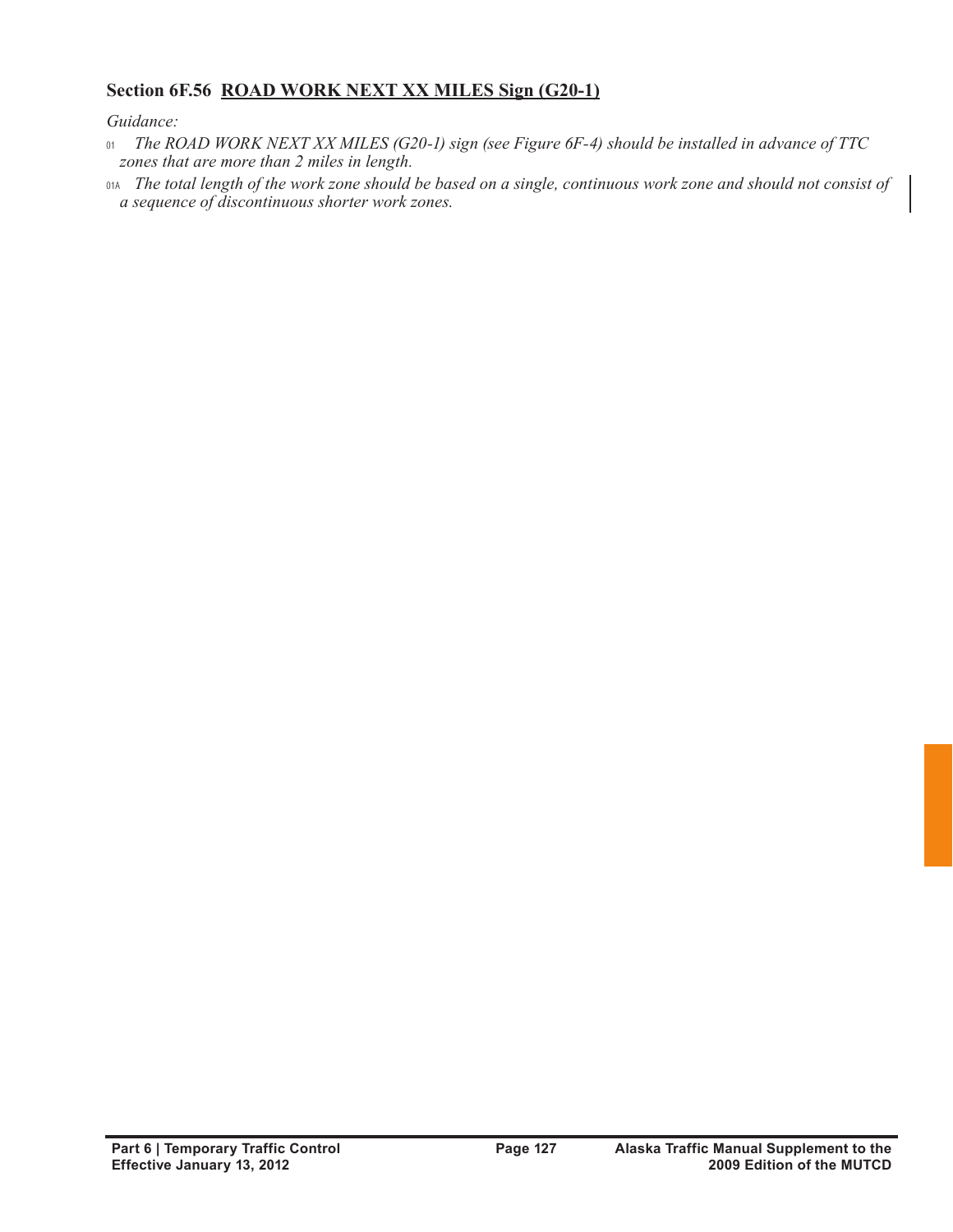## Section 6F.56 ROAD WORK NEXT XX MILES Sign (G20-1)

*Guidance:*

01 *The ROAD WORK NEXT XX MILES (G20-1) sign (see Figure 6F-4) should be installed in advance of TTC zones that are more than 2 miles in length.*

01A *The total length of the work zone should be based on a single, continuous work zone and should not consist of a sequence of discontinuous shorter work zones.*